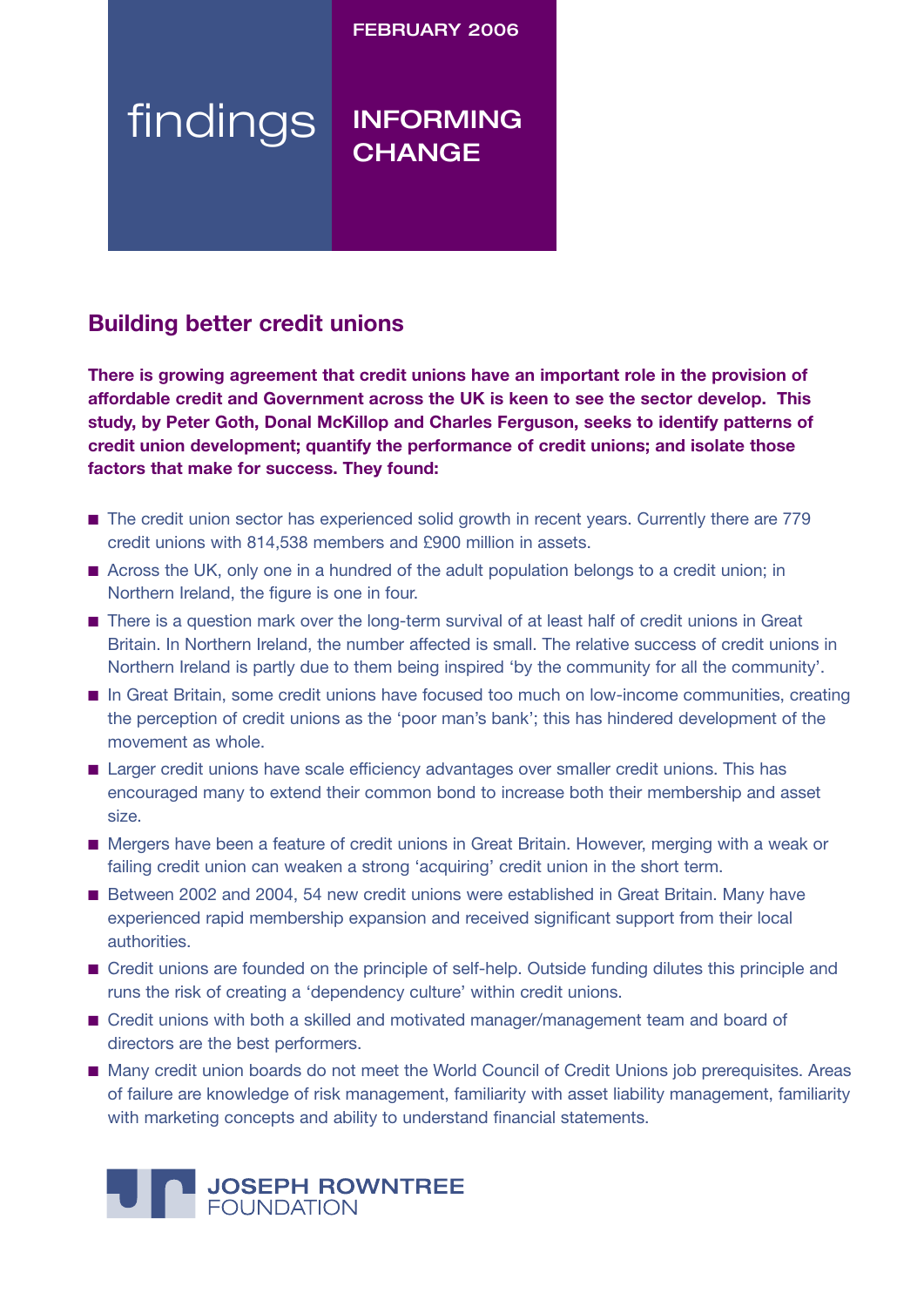FEBRUARY 2006

findings

INFORMING CHANGE

## Building better credit unions

**There is growing agreement that credit unions have an important role in the provision of affordable credit and Government across the UK is keen to see the sector develop. This study, by Peter Goth, Donal McKillop and Charles Ferguson, seeks to identify patterns of credit union development; quantify the performance of credit unions; and isolate those factors that make for success. They found:**

- The credit union sector has experienced solid growth in recent years. Currently there are 779 credit unions with 814,538 members and £900 million in assets.
- Across the UK, only one in a hundred of the adult population belongs to a credit union; in Northern Ireland, the figure is one in four.
- There is a question mark over the long-term survival of at least half of credit unions in Great Britain. In Northern Ireland, the number affected is small. The relative success of credit unions in Northern Ireland is partly due to them being inspired 'by the community for all the community'.
- In Great Britain, some credit unions have focused too much on low-income communities, creating the perception of credit unions as the 'poor man's bank'; this has hindered development of the movement as whole.
- Larger credit unions have scale efficiency advantages over smaller credit unions. This has encouraged many to extend their common bond to increase both their membership and asset size.
- Mergers have been a feature of credit unions in Great Britain. However, merging with a weak or failing credit union can weaken a strong 'acquiring' credit union in the short term.
- Between 2002 and 2004, 54 new credit unions were established in Great Britain. Many have experienced rapid membership expansion and received significant support from their local authorities.
- Credit unions are founded on the principle of self-help. Outside funding dilutes this principle and runs the risk of creating a 'dependency culture' within credit unions.
- Credit unions with both a skilled and motivated manager/management team and board of directors are the best performers.
- Many credit union boards do not meet the World Council of Credit Unions job prerequisites. Areas of failure are knowledge of risk management, familiarity with asset liability management, familiarity with marketing concepts and ability to understand financial statements.

JOSEPH ROWNTREE FOUNDATION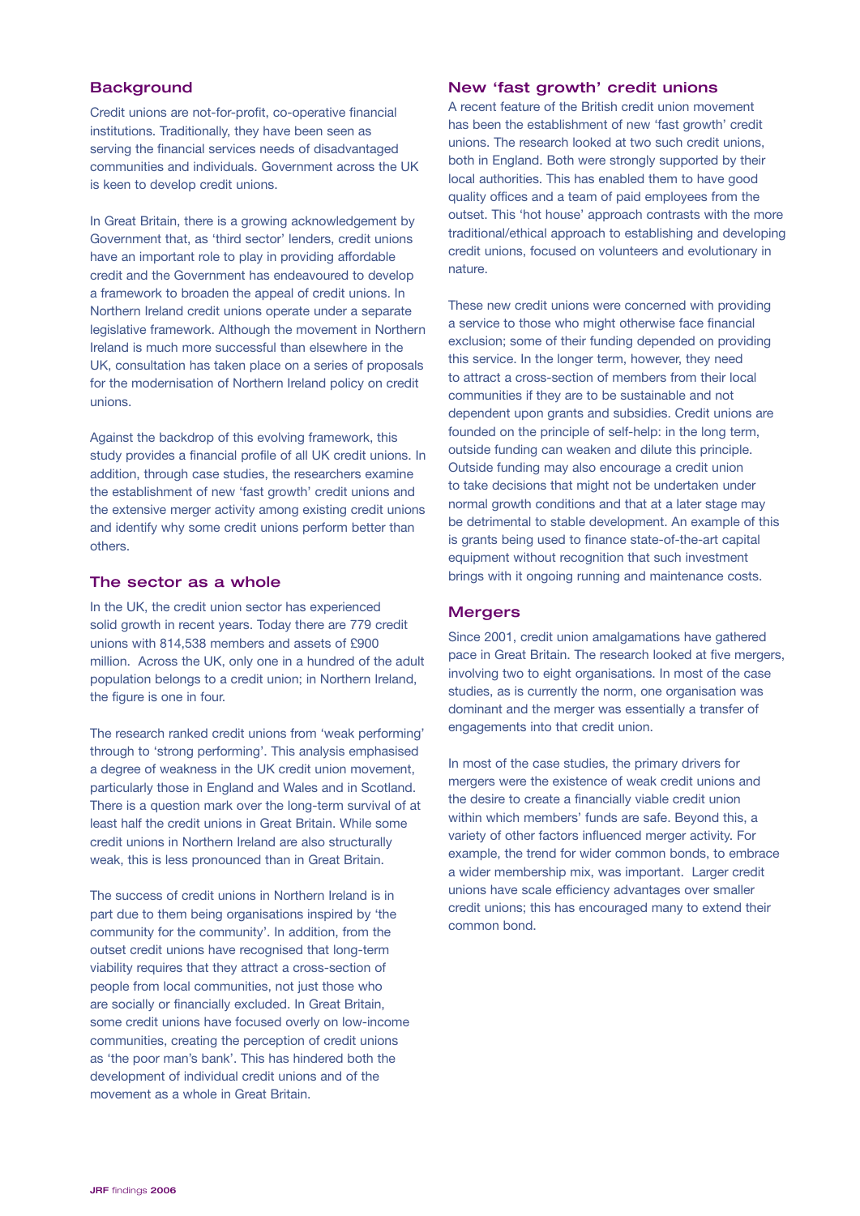## Background

Credit unions are not-for-profit, co-operative financial institutions. Traditionally, they have been seen as serving the financial services needs of disadvantaged communities and individuals. Government across the UK is keen to develop credit unions.

In Great Britain, there is a growing acknowledgement by Government that, as 'third sector' lenders, credit unions have an important role to play in providing affordable credit and the Government has endeavoured to develop a framework to broaden the appeal of credit unions. In Northern Ireland credit unions operate under a separate legislative framework. Although the movement in Northern Ireland is much more successful than elsewhere in the UK, consultation has taken place on a series of proposals for the modernisation of Northern Ireland policy on credit unions.

Against the backdrop of this evolving framework, this study provides a financial profile of all UK credit unions. In addition, through case studies, the researchers examine the establishment of new 'fast growth' credit unions and the extensive merger activity among existing credit unions and identify why some credit unions perform better than others.

## The sector as a whole

In the UK, the credit union sector has experienced solid growth in recent years. Today there are 779 credit unions with 814,538 members and assets of £900 million. Across the UK, only one in a hundred of the adult population belongs to a credit union; in Northern Ireland, the figure is one in four.

The research ranked credit unions from 'weak performing' through to 'strong performing'. This analysis emphasised a degree of weakness in the UK credit union movement, particularly those in England and Wales and in Scotland. There is a question mark over the long-term survival of at least half the credit unions in Great Britain. While some credit unions in Northern Ireland are also structurally weak, this is less pronounced than in Great Britain.

The success of credit unions in Northern Ireland is in part due to them being organisations inspired by 'the community for the community'. In addition, from the outset credit unions have recognised that long-term viability requires that they attract a cross-section of people from local communities, not just those who are socially or financially excluded. In Great Britain, some credit unions have focused overly on low-income communities, creating the perception of credit unions as 'the poor man's bank'. This has hindered both the development of individual credit unions and of the movement as a whole in Great Britain.

## New 'fast growth' credit unions

A recent feature of the British credit union movement has been the establishment of new 'fast growth' credit unions. The research looked at two such credit unions, both in England. Both were strongly supported by their local authorities. This has enabled them to have good quality offices and a team of paid employees from the outset. This 'hot house' approach contrasts with the more traditional/ethical approach to establishing and developing credit unions, focused on volunteers and evolutionary in nature.

These new credit unions were concerned with providing a service to those who might otherwise face financial exclusion; some of their funding depended on providing this service. In the longer term, however, they need to attract a cross-section of members from their local communities if they are to be sustainable and not dependent upon grants and subsidies. Credit unions are founded on the principle of self-help: in the long term, outside funding can weaken and dilute this principle. Outside funding may also encourage a credit union to take decisions that might not be undertaken under normal growth conditions and that at a later stage may be detrimental to stable development. An example of this is grants being used to finance state-of-the-art capital equipment without recognition that such investment brings with it ongoing running and maintenance costs.

## Mergers

Since 2001, credit union amalgamations have gathered pace in Great Britain. The research looked at five mergers, involving two to eight organisations. In most of the case studies, as is currently the norm, one organisation was dominant and the merger was essentially a transfer of engagements into that credit union.

In most of the case studies, the primary drivers for mergers were the existence of weak credit unions and the desire to create a financially viable credit union within which members' funds are safe. Beyond this, a variety of other factors influenced merger activity. For example, the trend for wider common bonds, to embrace a wider membership mix, was important. Larger credit unions have scale efficiency advantages over smaller credit unions; this has encouraged many to extend their common bond.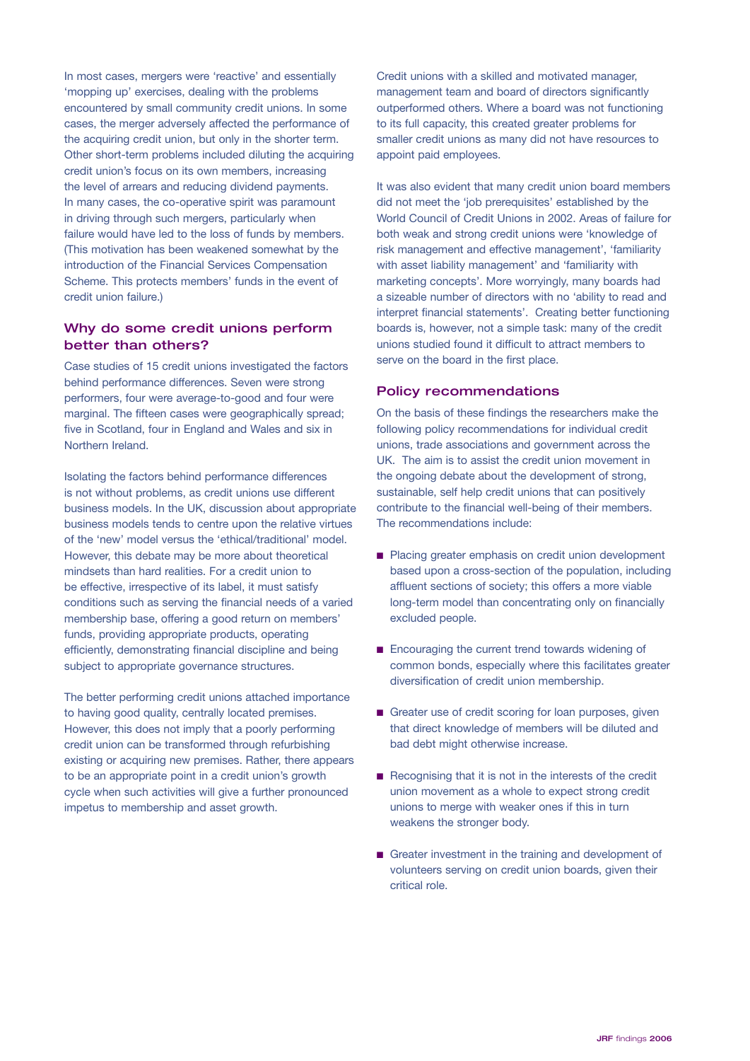In most cases, mergers were 'reactive' and essentially 'mopping up' exercises, dealing with the problems encountered by small community credit unions. In some cases, the merger adversely affected the performance of the acquiring credit union, but only in the shorter term. Other short-term problems included diluting the acquiring credit union's focus on its own members, increasing the level of arrears and reducing dividend payments. In many cases, the co-operative spirit was paramount in driving through such mergers, particularly when failure would have led to the loss of funds by members. (This motivation has been weakened somewhat by the introduction of the Financial Services Compensation Scheme. This protects members' funds in the event of credit union failure.)

## Why do some credit unions perform better than others?

Case studies of 15 credit unions investigated the factors behind performance differences. Seven were strong performers, four were average-to-good and four were marginal. The fifteen cases were geographically spread; five in Scotland, four in England and Wales and six in Northern Ireland.

Isolating the factors behind performance differences is not without problems, as credit unions use different business models. In the UK, discussion about appropriate business models tends to centre upon the relative virtues of the 'new' model versus the 'ethical/traditional' model. However, this debate may be more about theoretical mindsets than hard realities. For a credit union to be effective, irrespective of its label, it must satisfy conditions such as serving the financial needs of a varied membership base, offering a good return on members' funds, providing appropriate products, operating efficiently, demonstrating financial discipline and being subject to appropriate governance structures.

The better performing credit unions attached importance to having good quality, centrally located premises. However, this does not imply that a poorly performing credit union can be transformed through refurbishing existing or acquiring new premises. Rather, there appears to be an appropriate point in a credit union's growth cycle when such activities will give a further pronounced impetus to membership and asset growth.

Credit unions with a skilled and motivated manager, management team and board of directors significantly outperformed others. Where a board was not functioning to its full capacity, this created greater problems for smaller credit unions as many did not have resources to appoint paid employees.

It was also evident that many credit union board members did not meet the 'job prerequisites' established by the World Council of Credit Unions in 2002. Areas of failure for both weak and strong credit unions were 'knowledge of risk management and effective management', 'familiarity with asset liability management' and 'familiarity with marketing concepts'. More worryingly, many boards had a sizeable number of directors with no 'ability to read and interpret financial statements'. Creating better functioning boards is, however, not a simple task: many of the credit unions studied found it difficult to attract members to serve on the board in the first place.

## Policy recommendations

On the basis of these findings the researchers make the following policy recommendations for individual credit unions, trade associations and government across the UK. The aim is to assist the credit union movement in the ongoing debate about the development of strong, sustainable, self help credit unions that can positively contribute to the financial well-being of their members. The recommendations include:

- Placing greater emphasis on credit union development based upon a cross-section of the population, including affluent sections of society; this offers a more viable long-term model than concentrating only on financially excluded people.
- Encouraging the current trend towards widening of common bonds, especially where this facilitates greater diversification of credit union membership.
- Greater use of credit scoring for loan purposes, given that direct knowledge of members will be diluted and bad debt might otherwise increase.
- Recognising that it is not in the interests of the credit union movement as a whole to expect strong credit unions to merge with weaker ones if this in turn weakens the stronger body.
- Greater investment in the training and development of volunteers serving on credit union boards, given their critical role.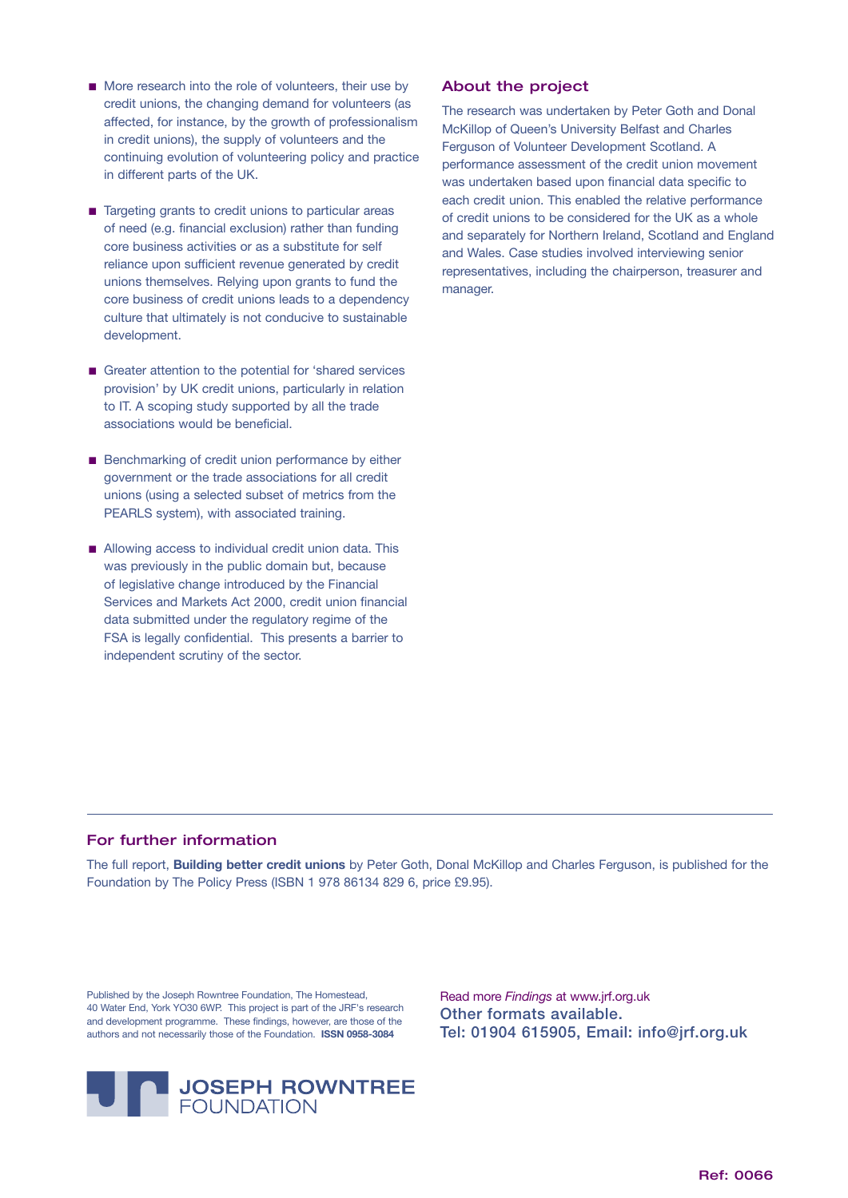- More research into the role of volunteers, their use by credit unions, the changing demand for volunteers (as affected, for instance, by the growth of professionalism in credit unions), the supply of volunteers and the continuing evolution of volunteering policy and practice in different parts of the UK.
- Targeting grants to credit unions to particular areas of need (e.g. financial exclusion) rather than funding core business activities or as a substitute for self reliance upon sufficient revenue generated by credit unions themselves. Relying upon grants to fund the core business of credit unions leads to a dependency culture that ultimately is not conducive to sustainable development.
- Greater attention to the potential for 'shared services provision' by UK credit unions, particularly in relation to IT. A scoping study supported by all the trade associations would be beneficial.
- Benchmarking of credit union performance by either government or the trade associations for all credit unions (using a selected subset of metrics from the PEARLS system), with associated training.
- Allowing access to individual credit union data. This was previously in the public domain but, because of legislative change introduced by the Financial Services and Markets Act 2000, credit union financial data submitted under the regulatory regime of the FSA is legally confidential. This presents a barrier to independent scrutiny of the sector.

## About the project

The research was undertaken by Peter Goth and Donal McKillop of Queen's University Belfast and Charles Ferguson of Volunteer Development Scotland. A performance assessment of the credit union movement was undertaken based upon financial data specific to each credit union. This enabled the relative performance of credit unions to be considered for the UK as a whole and separately for Northern Ireland, Scotland and England and Wales. Case studies involved interviewing senior representatives, including the chairperson, treasurer and manager.

## For further information

The full report, **Building better credit unions** by Peter Goth, Donal McKillop and Charles Ferguson, is published for the Foundation by The Policy Press (ISBN 1 978 86134 829 6, price £9.95).

Published by the Joseph Rowntree Foundation, The Homestead, 40 Water End, York YO30 6WP. This project is part of the JRF's research and development programme. These findings, however, are those of the authors and not necessarily those of the Foundation. **ISSN 0958-3084**

Read more *Findings* at www.jrf.org.uk
Other formats available.
Tel: 01904 615905, Email: info@jrf.org.uk

JOSEPH ROWNTREE FOUNDATION

Ref: 0066